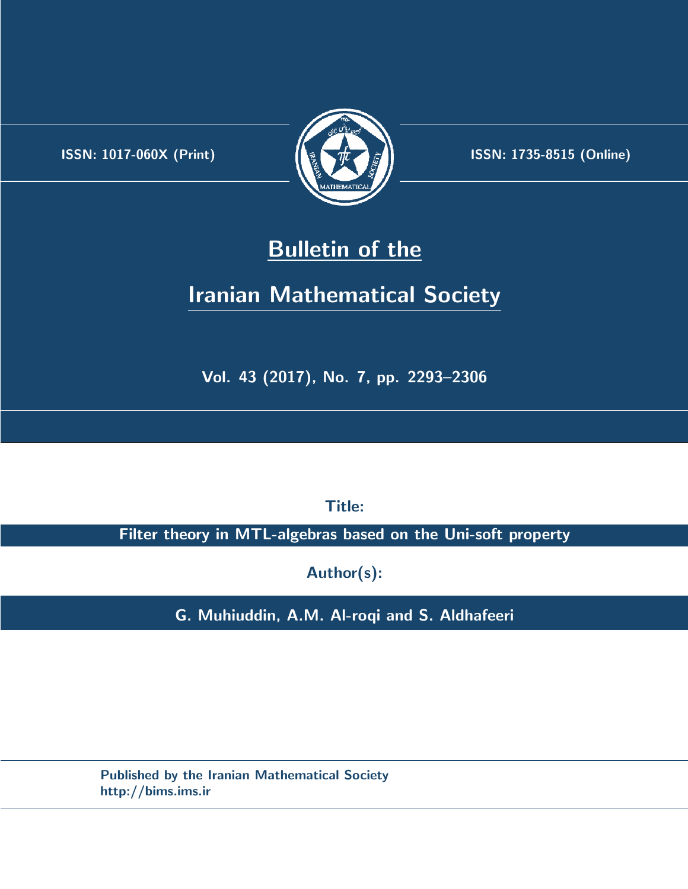ISSN: 1017-060X (Print)

ISSN: 1735-8515 (Online)

# Bulletin of the Iranian Mathematical Society

Vol. 43 (2017), No. 7, pp. 2293–2306

**Title:**

**Filter theory in MTL-algebras based on the Uni-soft property**

**Author(s):**

**G. Muhiuddin, A.M. Al-roqi and S. Aldhafeeri**

Published by the Iranian Mathematical Society
http://bims.ims.ir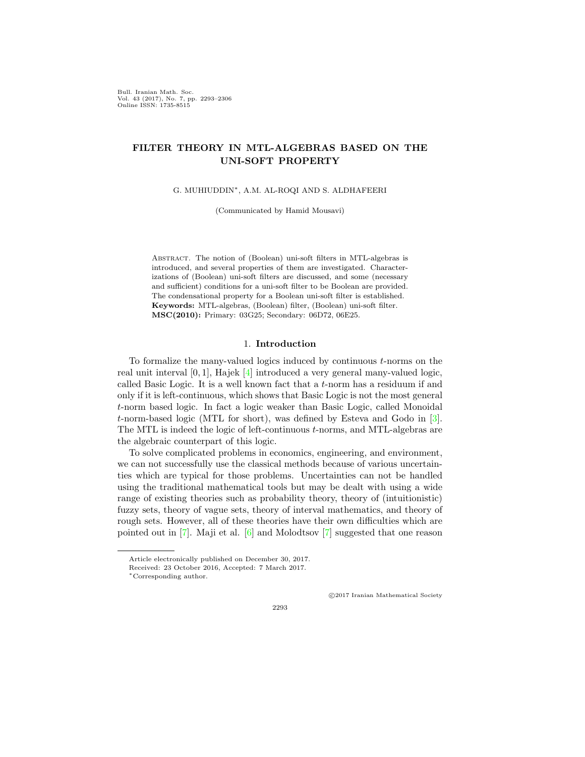# FILTER THEORY IN MTL-ALGEBRAS BASED ON THE UNI-SOFT PROPERTY

G. MUHIUDDIN*, A.M. AL-ROQI AND S. ALDHAFEERI

(Communicated by Hamid Mousavi)

Abstract. The notion of (Boolean) uni-soft filters in MTL-algebras is introduced, and several properties of them are investigated. Characterizations of (Boolean) uni-soft filters are discussed, and some (necessary and sufficient) conditions for a uni-soft filter to be Boolean are provided. The condensational property for a Boolean uni-soft filter is established.

**Keywords:** MTL-algebras, (Boolean) filter, (Boolean) uni-soft filter.

**MSC(2010):** Primary: 03G25; Secondary: 06D72, 06E25.

## 1. Introduction

To formalize the many-valued logics induced by continuous $t$-norms on the real unit interval $[0, 1]$, Hajek [4] introduced a very general many-valued logic, called Basic Logic. It is a well known fact that a $t$-norm has a residuum if and only if it is left-continuous, which shows that Basic Logic is not the most general $t$-norm based logic. In fact a logic weaker than Basic Logic, called Monoidal $t$-norm-based logic (MTL for short), was defined by Esteva and Godo in [3]. The MTL is indeed the logic of left-continuous $t$-norms, and MTL-algebras are the algebraic counterpart of this logic.

To solve complicated problems in economics, engineering, and environment, we can not successfully use the classical methods because of various uncertainties which are typical for those problems. Uncertainties can not be handled using the traditional mathematical tools but may be dealt with using a wide range of existing theories such as probability theory, theory of (intuitionistic) fuzzy sets, theory of vague sets, theory of interval mathematics, and theory of rough sets. However, all of these theories have their own difficulties which are pointed out in [7]. Maji et al. [6] and Molodtsov [7] suggested that one reason

---

Article electronically published on December 30, 2017.

Received: 23 October 2016, Accepted: 7 March 2017.

*Corresponding author.

©2017 Iranian Mathematical Society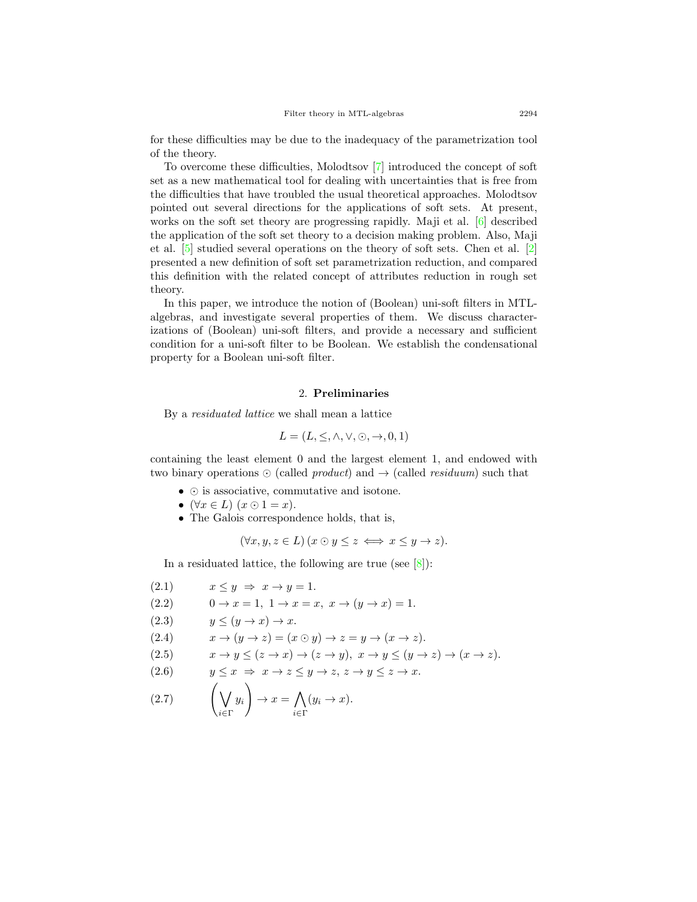for these difficulties may be due to the inadequacy of the parametrization tool of the theory.

To overcome these difficulties, Molodtsov [7] introduced the concept of soft set as a new mathematical tool for dealing with uncertainties that is free from the difficulties that have troubled the usual theoretical approaches. Molodtsov pointed out several directions for the applications of soft sets. At present, works on the soft set theory are progressing rapidly. Maji et al. [6] described the application of the soft set theory to a decision making problem. Also, Maji et al. [5] studied several operations on the theory of soft sets. Chen et al. [2] presented a new definition of soft set parametrization reduction, and compared this definition with the related concept of attributes reduction in rough set theory.

In this paper, we introduce the notion of (Boolean) uni-soft filters in MTL-algebras, and investigate several properties of them. We discuss characterizations of (Boolean) uni-soft filters, and provide a necessary and sufficient condition for a uni-soft filter to be Boolean. We establish the condensational property for a Boolean uni-soft filter.

## 2. **Preliminaries**

By a *residuated lattice* we shall mean a lattice

$$L = (L, \leq, \wedge, \vee, \odot, \rightarrow, 0, 1)$$

containing the least element 0 and the largest element 1, and endowed with two binary operations $\odot$ (called *product*) and $\rightarrow$ (called *residuum*) such that

- $\odot$ is associative, commutative and isotone.
- $(\forall x \in L)\ (x \odot 1 = x)$.
- The Galois correspondence holds, that is,

$$(\forall x, y, z \in L)\, (x \odot y \leq z \iff x \leq y \rightarrow z).$$

In a residuated lattice, the following are true (see [8]):

$$x \leq y \ \Rightarrow\ x \rightarrow y = 1. \tag{2.1}$$

$$0 \rightarrow x = 1,\ 1 \rightarrow x = x,\ x \rightarrow (y \rightarrow x) = 1. \tag{2.2}$$

$$y \leq (y \rightarrow x) \rightarrow x. \tag{2.3}$$

$$x \rightarrow (y \rightarrow z) = (x \odot y) \rightarrow z = y \rightarrow (x \rightarrow z). \tag{2.4}$$

$$x \rightarrow y \leq (z \rightarrow x) \rightarrow (z \rightarrow y),\ x \rightarrow y \leq (y \rightarrow z) \rightarrow (x \rightarrow z). \tag{2.5}$$

$$y \leq x \ \Rightarrow\ x \rightarrow z \leq y \rightarrow z,\ z \rightarrow y \leq z \rightarrow x. \tag{2.6}$$

$$\left( \bigvee_{i \in \Gamma} y_i \right) \rightarrow x = \bigwedge_{i \in \Gamma} (y_i \rightarrow x). \tag{2.7}$$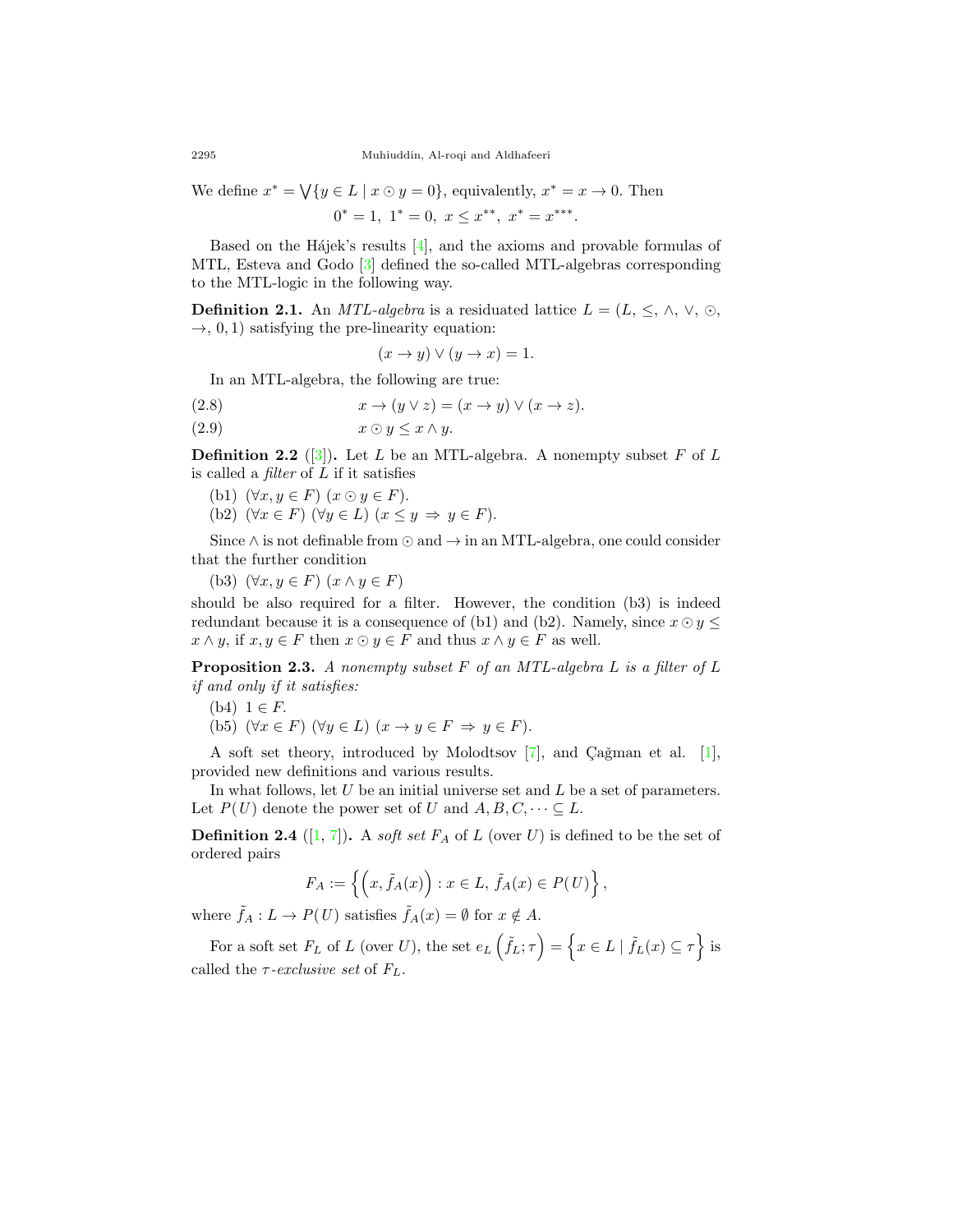We define $x^* = \bigvee\{y \in L \mid x \odot y = 0\}$, equivalently, $x^* = x \to 0$. Then

$$0^* = 1,\ 1^* = 0,\ x \le x^{**},\ x^* = x^{***}.$$

Based on the Hájek's results [4], and the axioms and provable formulas of MTL, Esteva and Godo [3] defined the so-called MTL-algebras corresponding to the MTL-logic in the following way.

**Definition 2.1.** An *MTL-algebra* is a residuated lattice $L = (L, \le, \wedge, \vee, \odot, \to, 0, 1)$ satisfying the pre-linearity equation:

$$(x \to y) \vee (y \to x) = 1.$$

In an MTL-algebra, the following are true:

$$x \to (y \vee z) = (x \to y) \vee (x \to z). \tag{2.8}$$

$$x \odot y \le x \wedge y. \tag{2.9}$$

**Definition 2.2** ([3]). Let $L$ be an MTL-algebra. A nonempty subset $F$ of $L$ is called a *filter* of $L$ if it satisfies

(b1) $(\forall x, y \in F)\ (x \odot y \in F)$.

(b2) $(\forall x \in F)\ (\forall y \in L)\ (x \le y \Rightarrow y \in F)$.

Since $\wedge$ is not definable from $\odot$ and $\to$ in an MTL-algebra, one could consider that the further condition

(b3) $(\forall x, y \in F)\ (x \wedge y \in F)$

should be also required for a filter. However, the condition (b3) is indeed redundant because it is a consequence of (b1) and (b2). Namely, since $x \odot y \le x \wedge y$, if $x, y \in F$ then $x \odot y \in F$ and thus $x \wedge y \in F$ as well.

**Proposition 2.3.** *A nonempty subset $F$ of an MTL-algebra $L$ is a filter of $L$ if and only if it satisfies:*

(b4) $1 \in F$.

(b5) $(\forall x \in F)\ (\forall y \in L)\ (x \to y \in F \Rightarrow y \in F)$.

A soft set theory, introduced by Molodtsov [7], and Çağman et al. [1], provided new definitions and various results.

In what follows, let $U$ be an initial universe set and $L$ be a set of parameters. Let $P(U)$ denote the power set of $U$ and $A, B, C, \cdots \subseteq L$.

**Definition 2.4** ([1, 7]). A *soft set* $F_A$ of $L$ (over $U$) is defined to be the set of ordered pairs

$$F_A := \left\{ \left(x, \tilde{f}_A(x)\right) : x \in L,\ \tilde{f}_A(x) \in P(U) \right\},$$

where $\tilde{f}_A : L \to P(U)$ satisfies $\tilde{f}_A(x) = \emptyset$ for $x \notin A$.

For a soft set $F_L$ of $L$ (over $U$), the set $e_L\left(\tilde{f}_L; \tau\right) = \left\{ x \in L \mid \tilde{f}_L(x) \subseteq \tau \right\}$ is called the *$\tau$-exclusive set* of $F_L$.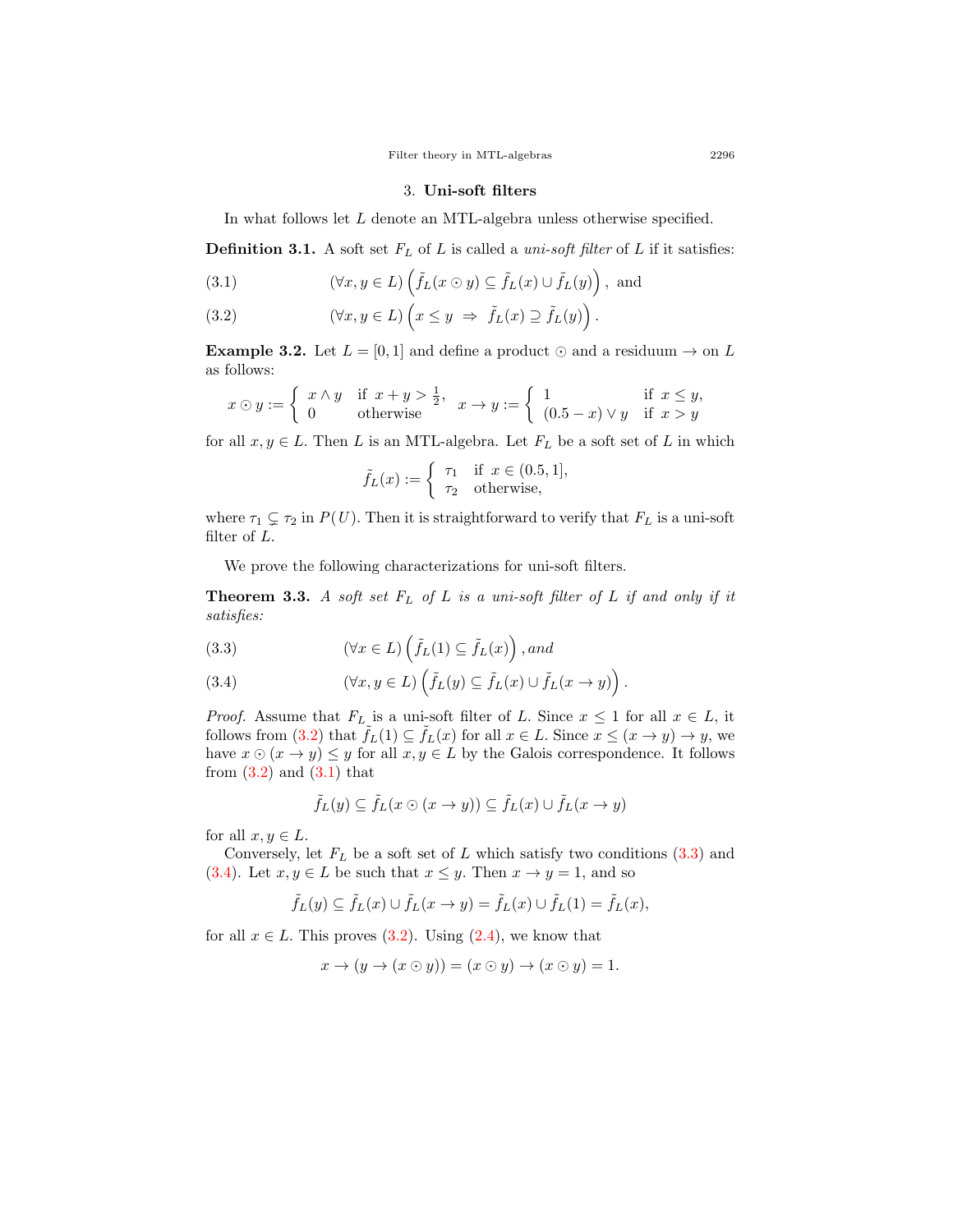## 3. Uni-soft filters

In what follows let $L$ denote an MTL-algebra unless otherwise specified.

**Definition 3.1.** A soft set $F_L$ of $L$ is called a *uni-soft filter* of $L$ if it satisfies:

$$(\forall x, y \in L)\left(\tilde{f}_L(x \odot y) \subseteq \tilde{f}_L(x) \cup \tilde{f}_L(y)\right), \text{ and} \tag{3.1}$$

$$(\forall x, y \in L)\left(x \leq y \;\Rightarrow\; \tilde{f}_L(x) \supseteq \tilde{f}_L(y)\right). \tag{3.2}$$

**Example 3.2.** Let $L = [0, 1]$ and define a product $\odot$ and a residuum $\to$ on $L$ as follows:

$$x \odot y := \begin{cases} x \wedge y & \text{if } x + y > \frac{1}{2}, \\ 0 & \text{otherwise} \end{cases} \quad x \to y := \begin{cases} 1 & \text{if } x \leq y, \\ (0.5 - x) \vee y & \text{if } x > y \end{cases}$$

for all $x, y \in L$. Then $L$ is an MTL-algebra. Let $F_L$ be a soft set of $L$ in which

$$\tilde{f}_L(x) := \begin{cases} \tau_1 & \text{if } x \in (0.5, 1], \\ \tau_2 & \text{otherwise}, \end{cases}$$

where $\tau_1 \subsetneq \tau_2$ in $P(U)$. Then it is straightforward to verify that $F_L$ is a uni-soft filter of $L$.

We prove the following characterizations for uni-soft filters.

**Theorem 3.3.** *A soft set $F_L$ of $L$ is a uni-soft filter of $L$ if and only if it satisfies:*

$$(\forall x \in L)\left(\tilde{f}_L(1) \subseteq \tilde{f}_L(x)\right), \textit{and} \tag{3.3}$$

$$(\forall x, y \in L)\left(\tilde{f}_L(y) \subseteq \tilde{f}_L(x) \cup \tilde{f}_L(x \to y)\right). \tag{3.4}$$

*Proof.* Assume that $F_L$ is a uni-soft filter of $L$. Since $x \leq 1$ for all $x \in L$, it follows from (3.2) that $\tilde{f}_L(1) \subseteq \tilde{f}_L(x)$ for all $x \in L$. Since $x \leq (x \to y) \to y$, we have $x \odot (x \to y) \leq y$ for all $x, y \in L$ by the Galois correspondence. It follows from (3.2) and (3.1) that

$$\tilde{f}_L(y) \subseteq \tilde{f}_L(x \odot (x \to y)) \subseteq \tilde{f}_L(x) \cup \tilde{f}_L(x \to y)$$

for all $x, y \in L$.

Conversely, let $F_L$ be a soft set of $L$ which satisfy two conditions (3.3) and (3.4). Let $x, y \in L$ be such that $x \leq y$. Then $x \to y = 1$, and so

$$\tilde{f}_L(y) \subseteq \tilde{f}_L(x) \cup \tilde{f}_L(x \to y) = \tilde{f}_L(x) \cup \tilde{f}_L(1) = \tilde{f}_L(x),$$

for all $x \in L$. This proves (3.2). Using (2.4), we know that

$$x \to (y \to (x \odot y)) = (x \odot y) \to (x \odot y) = 1.$$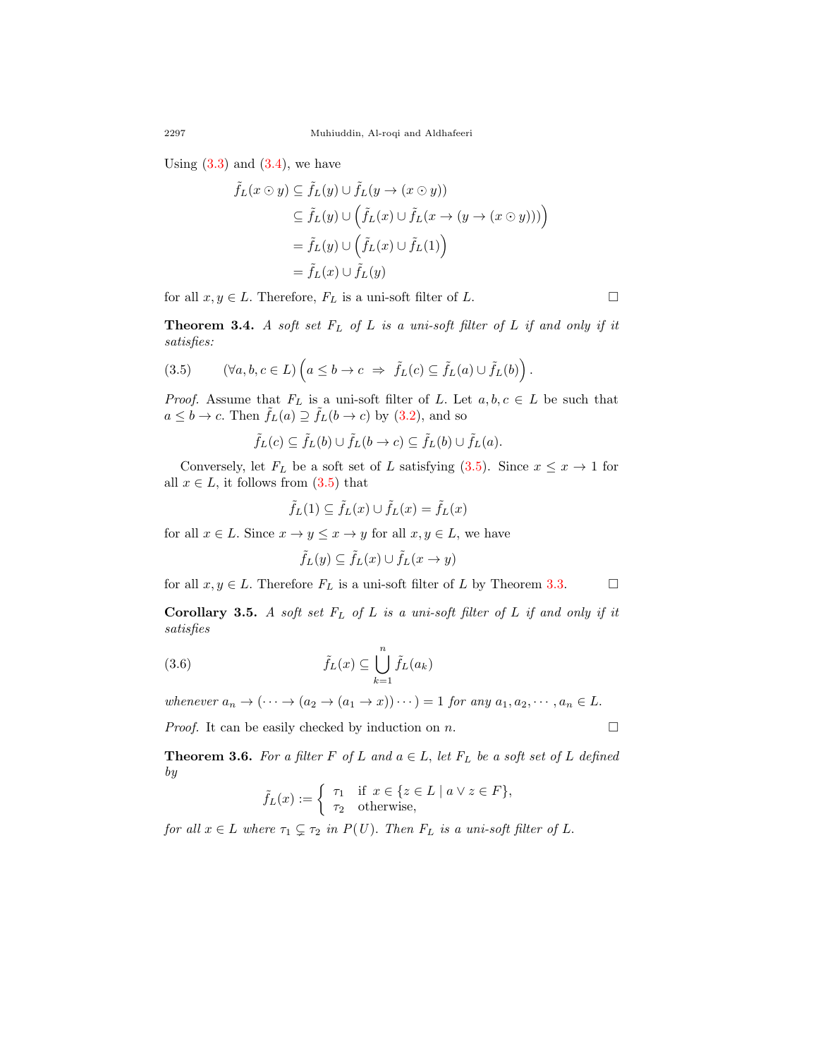Using (3.3) and (3.4), we have

$$
\begin{aligned}
\tilde{f}_L(x \odot y) &\subseteq \tilde{f}_L(y) \cup \tilde{f}_L(y \to (x \odot y)) \\
&\subseteq \tilde{f}_L(y) \cup \Big( \tilde{f}_L(x) \cup \tilde{f}_L(x \to (y \to (x \odot y))) \Big) \\
&= \tilde{f}_L(y) \cup \Big( \tilde{f}_L(x) \cup \tilde{f}_L(1) \Big) \\
&= \tilde{f}_L(x) \cup \tilde{f}_L(y)
\end{aligned}
$$

for all $x, y \in L$. Therefore, $F_L$ is a uni-soft filter of $L$. □

**Theorem 3.4.** *A soft set $F_L$ of $L$ is a uni-soft filter of $L$ if and only if it satisfies:*

$$
(3.5) \qquad (\forall a, b, c \in L) \Big( a \leq b \to c \;\Rightarrow\; \tilde{f}_L(c) \subseteq \tilde{f}_L(a) \cup \tilde{f}_L(b) \Big).
$$

*Proof.* Assume that $F_L$ is a uni-soft filter of $L$. Let $a, b, c \in L$ be such that $a \leq b \to c$. Then $\tilde{f}_L(a) \supseteq \tilde{f}_L(b \to c)$ by (3.2), and so

$$
\tilde{f}_L(c) \subseteq \tilde{f}_L(b) \cup \tilde{f}_L(b \to c) \subseteq \tilde{f}_L(b) \cup \tilde{f}_L(a).
$$

Conversely, let $F_L$ be a soft set of $L$ satisfying (3.5). Since $x \leq x \to 1$ for all $x \in L$, it follows from (3.5) that

$$
\tilde{f}_L(1) \subseteq \tilde{f}_L(x) \cup \tilde{f}_L(x) = \tilde{f}_L(x)
$$

for all $x \in L$. Since $x \to y \leq x \to y$ for all $x, y \in L$, we have

$$
\tilde{f}_L(y) \subseteq \tilde{f}_L(x) \cup \tilde{f}_L(x \to y)
$$

for all $x, y \in L$. Therefore $F_L$ is a uni-soft filter of $L$ by Theorem 3.3. □

**Corollary 3.5.** *A soft set $F_L$ of $L$ is a uni-soft filter of $L$ if and only if it satisfies*

$$
(3.6) \qquad \tilde{f}_L(x) \subseteq \bigcup_{k=1}^{n} \tilde{f}_L(a_k)
$$

*whenever $a_n \to (\cdots \to (a_2 \to (a_1 \to x)) \cdots) = 1$ for any $a_1, a_2, \cdots, a_n \in L$.*

*Proof.* It can be easily checked by induction on $n$. □

**Theorem 3.6.** *For a filter $F$ of $L$ and $a \in L$, let $F_L$ be a soft set of $L$ defined by*

$$
\tilde{f}_L(x) := \begin{cases} \tau_1 & \text{if } x \in \{z \in L \mid a \vee z \in F\}, \\ \tau_2 & \text{otherwise,} \end{cases}
$$

*for all $x \in L$ where $\tau_1 \subsetneq \tau_2$ in $P(U)$. Then $F_L$ is a uni-soft filter of $L$.*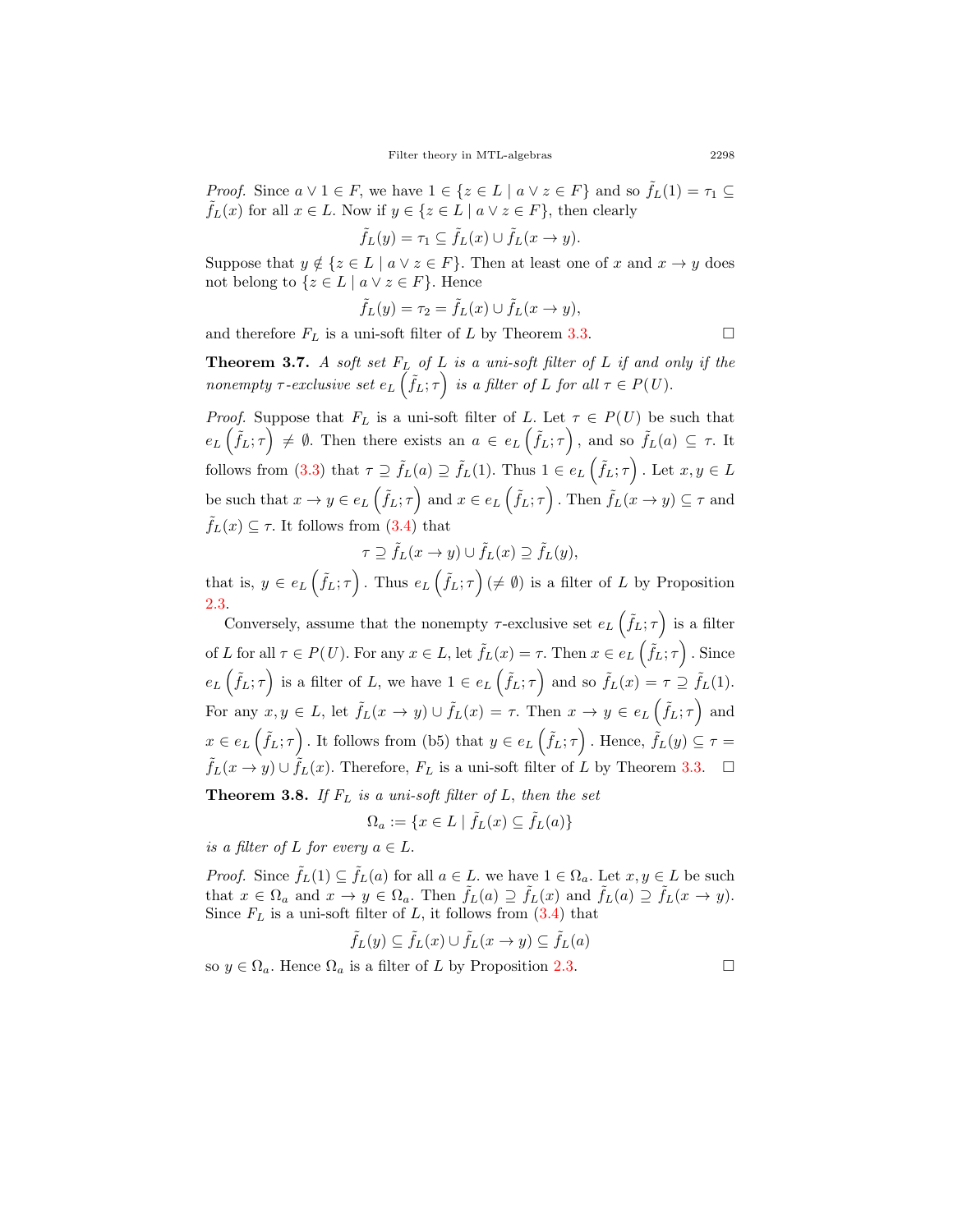*Proof.* Since $a \vee 1 \in F$, we have $1 \in \{z \in L \mid a \vee z \in F\}$ and so $\tilde{f}_L(1) = \tau_1 \subseteq \tilde{f}_L(x)$ for all $x \in L$. Now if $y \in \{z \in L \mid a \vee z \in F\}$, then clearly

$$\tilde{f}_L(y) = \tau_1 \subseteq \tilde{f}_L(x) \cup \tilde{f}_L(x \to y).$$

Suppose that $y \notin \{z \in L \mid a \vee z \in F\}$. Then at least one of $x$ and $x \to y$ does not belong to $\{z \in L \mid a \vee z \in F\}$. Hence

$$\tilde{f}_L(y) = \tau_2 = \tilde{f}_L(x) \cup \tilde{f}_L(x \to y),$$

and therefore $F_L$ is a uni-soft filter of $L$ by Theorem 3.3. □

**Theorem 3.7.** *A soft set $F_L$ of $L$ is a uni-soft filter of $L$ if and only if the nonempty $\tau$-exclusive set $e_L\left(\tilde{f}_L;\tau\right)$ is a filter of $L$ for all $\tau \in P(U)$.*

*Proof.* Suppose that $F_L$ is a uni-soft filter of $L$. Let $\tau \in P(U)$ be such that $e_L\left(\tilde{f}_L;\tau\right) \neq \emptyset$. Then there exists an $a \in e_L\left(\tilde{f}_L;\tau\right)$, and so $\tilde{f}_L(a) \subseteq \tau$. It follows from (3.3) that $\tau \supseteq \tilde{f}_L(a) \supseteq \tilde{f}_L(1)$. Thus $1 \in e_L\left(\tilde{f}_L;\tau\right)$. Let $x, y \in L$ be such that $x \to y \in e_L\left(\tilde{f}_L;\tau\right)$ and $x \in e_L\left(\tilde{f}_L;\tau\right)$. Then $\tilde{f}_L(x \to y) \subseteq \tau$ and $\tilde{f}_L(x) \subseteq \tau$. It follows from (3.4) that

$$\tau \supseteq \tilde{f}_L(x \to y) \cup \tilde{f}_L(x) \supseteq \tilde{f}_L(y),$$

that is, $y \in e_L\left(\tilde{f}_L;\tau\right)$. Thus $e_L\left(\tilde{f}_L;\tau\right) (\neq \emptyset)$ is a filter of $L$ by Proposition 2.3.

Conversely, assume that the nonempty $\tau$-exclusive set $e_L\left(\tilde{f}_L;\tau\right)$ is a filter of $L$ for all $\tau \in P(U)$. For any $x \in L$, let $\tilde{f}_L(x) = \tau$. Then $x \in e_L\left(\tilde{f}_L;\tau\right)$. Since $e_L\left(\tilde{f}_L;\tau\right)$ is a filter of $L$, we have $1 \in e_L\left(\tilde{f}_L;\tau\right)$ and so $\tilde{f}_L(x) = \tau \supseteq \tilde{f}_L(1)$. For any $x, y \in L$, let $\tilde{f}_L(x \to y) \cup \tilde{f}_L(x) = \tau$. Then $x \to y \in e_L\left(\tilde{f}_L;\tau\right)$ and $x \in e_L\left(\tilde{f}_L;\tau\right)$. It follows from (b5) that $y \in e_L\left(\tilde{f}_L;\tau\right)$. Hence, $\tilde{f}_L(y) \subseteq \tau = \tilde{f}_L(x \to y) \cup \tilde{f}_L(x)$. Therefore, $F_L$ is a uni-soft filter of $L$ by Theorem 3.3. □

**Theorem 3.8.** *If $F_L$ is a uni-soft filter of $L$, then the set*

$$\Omega_a := \{x \in L \mid \tilde{f}_L(x) \subseteq \tilde{f}_L(a)\}$$

*is a filter of $L$ for every $a \in L$.*

*Proof.* Since $\tilde{f}_L(1) \subseteq \tilde{f}_L(a)$ for all $a \in L$. we have $1 \in \Omega_a$. Let $x, y \in L$ be such that $x \in \Omega_a$ and $x \to y \in \Omega_a$. Then $\tilde{f}_L(a) \supseteq \tilde{f}_L(x)$ and $\tilde{f}_L(a) \supseteq \tilde{f}_L(x \to y)$. Since $F_L$ is a uni-soft filter of $L$, it follows from (3.4) that

$$\tilde{f}_L(y) \subseteq \tilde{f}_L(x) \cup \tilde{f}_L(x \to y) \subseteq \tilde{f}_L(a)$$

so $y \in \Omega_a$. Hence $\Omega_a$ is a filter of $L$ by Proposition 2.3. □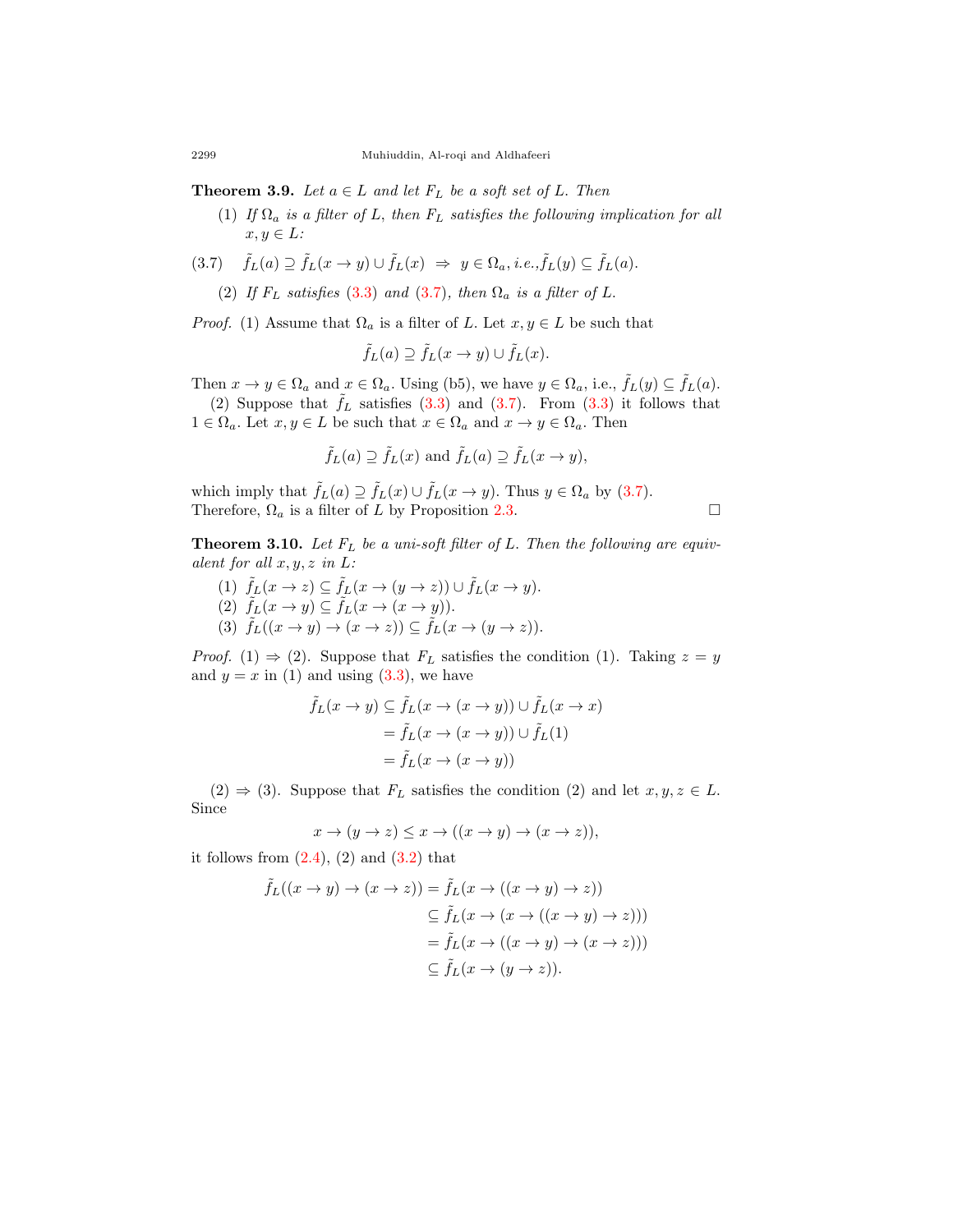**Theorem 3.9.** *Let $a \in L$ and let $F_L$ be a soft set of $L$. Then*

(1) *If $\Omega_a$ is a filter of $L$, then $F_L$ satisfies the following implication for all $x, y \in L$:*

$$\tilde{f}_L(a) \supseteq \tilde{f}_L(x \to y) \cup \tilde{f}_L(x) \;\Rightarrow\; y \in \Omega_a, \text{ i.e.,} \tilde{f}_L(y) \subseteq \tilde{f}_L(a). \tag{3.7}$$

(2) *If $F_L$ satisfies (3.3) and (3.7), then $\Omega_a$ is a filter of $L$.*

*Proof.* (1) Assume that $\Omega_a$ is a filter of $L$. Let $x, y \in L$ be such that

$$\tilde{f}_L(a) \supseteq \tilde{f}_L(x \to y) \cup \tilde{f}_L(x).$$

Then $x \to y \in \Omega_a$ and $x \in \Omega_a$. Using (b5), we have $y \in \Omega_a$, i.e., $\tilde{f}_L(y) \subseteq \tilde{f}_L(a)$.

(2) Suppose that $\tilde{f}_L$ satisfies (3.3) and (3.7). From (3.3) it follows that $1 \in \Omega_a$. Let $x, y \in L$ be such that $x \in \Omega_a$ and $x \to y \in \Omega_a$. Then

$$\tilde{f}_L(a) \supseteq \tilde{f}_L(x) \text{ and } \tilde{f}_L(a) \supseteq \tilde{f}_L(x \to y),$$

which imply that $\tilde{f}_L(a) \supseteq \tilde{f}_L(x) \cup \tilde{f}_L(x \to y)$. Thus $y \in \Omega_a$ by (3.7).
Therefore, $\Omega_a$ is a filter of $L$ by Proposition 2.3. □

**Theorem 3.10.** *Let $F_L$ be a uni-soft filter of $L$. Then the following are equivalent for all $x, y, z$ in $L$:*

(1) $\tilde{f}_L(x \to z) \subseteq \tilde{f}_L(x \to (y \to z)) \cup \tilde{f}_L(x \to y)$.
(2) $\tilde{f}_L(x \to y) \subseteq \tilde{f}_L(x \to (x \to y))$.
(3) $\tilde{f}_L((x \to y) \to (x \to z)) \subseteq \tilde{f}_L(x \to (y \to z))$.

*Proof.* (1) ⇒ (2). Suppose that $F_L$ satisfies the condition (1). Taking $z = y$ and $y = x$ in (1) and using (3.3), we have

$$\begin{aligned}
\tilde{f}_L(x \to y) &\subseteq \tilde{f}_L(x \to (x \to y)) \cup \tilde{f}_L(x \to x) \\
&= \tilde{f}_L(x \to (x \to y)) \cup \tilde{f}_L(1) \\
&= \tilde{f}_L(x \to (x \to y))
\end{aligned}$$

(2) ⇒ (3). Suppose that $F_L$ satisfies the condition (2) and let $x, y, z \in L$. Since

$$x \to (y \to z) \leq x \to ((x \to y) \to (x \to z)),$$

it follows from (2.4), (2) and (3.2) that

$$\begin{aligned}
\tilde{f}_L((x \to y) \to (x \to z)) &= \tilde{f}_L(x \to ((x \to y) \to z)) \\
&\subseteq \tilde{f}_L(x \to (x \to ((x \to y) \to z))) \\
&= \tilde{f}_L(x \to ((x \to y) \to (x \to z))) \\
&\subseteq \tilde{f}_L(x \to (y \to z)).
\end{aligned}$$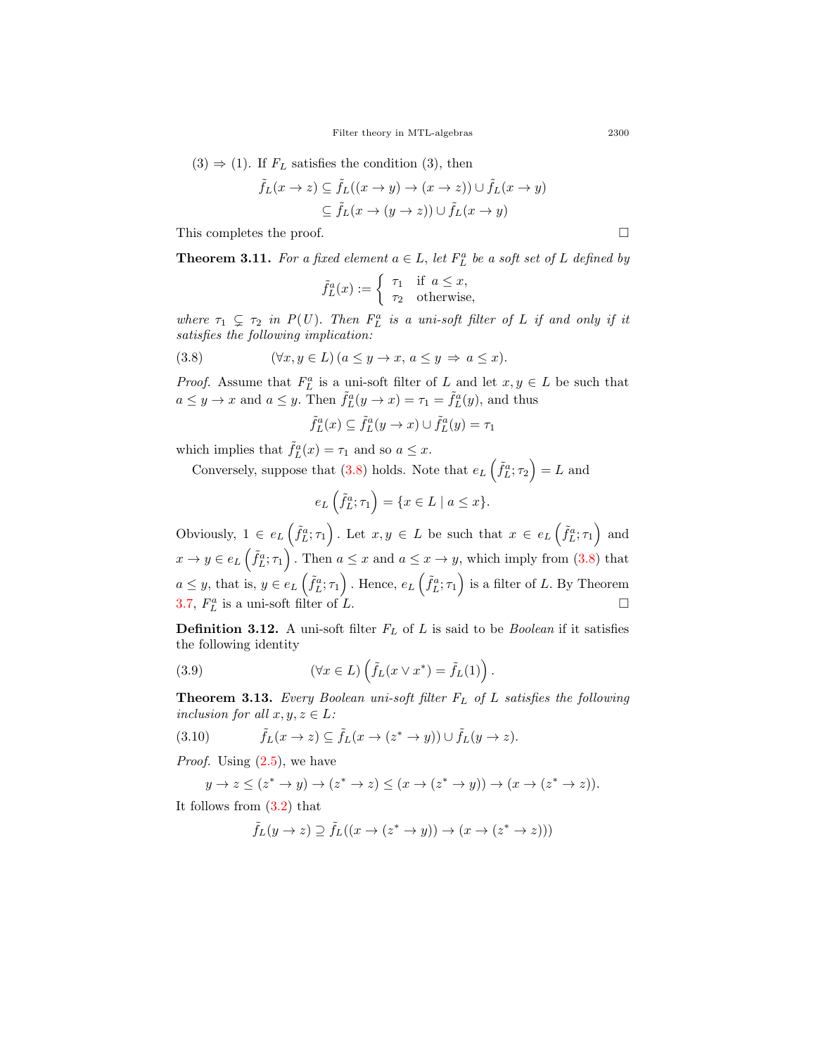(3) ⇒ (1). If $F_L$ satisfies the condition (3), then

$$\begin{aligned}\tilde{f}_L(x \to z) &\subseteq \tilde{f}_L((x \to y) \to (x \to z)) \cup \tilde{f}_L(x \to y)\\ &\subseteq \tilde{f}_L(x \to (y \to z)) \cup \tilde{f}_L(x \to y)\end{aligned}$$

This completes the proof. □

**Theorem 3.11.** *For a fixed element $a \in L$, let $F_L^a$ be a soft set of $L$ defined by*

$$\tilde{f}_L^a(x) := \begin{cases} \tau_1 & \text{if } a \leq x, \\ \tau_2 & \text{otherwise,} \end{cases}$$

*where $\tau_1 \subsetneq \tau_2$ in $P(U)$. Then $F_L^a$ is a uni-soft filter of $L$ if and only if it satisfies the following implication:*

$$(\forall x, y \in L)\,(a \leq y \to x,\ a \leq y \ \Rightarrow\ a \leq x). \tag{3.8}$$

*Proof.* Assume that $F_L^a$ is a uni-soft filter of $L$ and let $x, y \in L$ be such that $a \leq y \to x$ and $a \leq y$. Then $\tilde{f}_L^a(y \to x) = \tau_1 = \tilde{f}_L^a(y)$, and thus

$$\tilde{f}_L^a(x) \subseteq \tilde{f}_L^a(y \to x) \cup \tilde{f}_L^a(y) = \tau_1$$

which implies that $\tilde{f}_L^a(x) = \tau_1$ and so $a \leq x$.

Conversely, suppose that (3.8) holds. Note that $e_L\left(\tilde{f}_L^a; \tau_2\right) = L$ and

$$e_L\left(\tilde{f}_L^a; \tau_1\right) = \{x \in L \mid a \leq x\}.$$

Obviously, $1 \in e_L\left(\tilde{f}_L^a; \tau_1\right)$. Let $x, y \in L$ be such that $x \in e_L\left(\tilde{f}_L^a; \tau_1\right)$ and $x \to y \in e_L\left(\tilde{f}_L^a; \tau_1\right)$. Then $a \leq x$ and $a \leq x \to y$, which imply from (3.8) that $a \leq y$, that is, $y \in e_L\left(\tilde{f}_L^a; \tau_1\right)$. Hence, $e_L\left(\tilde{f}_L^a; \tau_1\right)$ is a filter of $L$. By Theorem 3.7, $F_L^a$ is a uni-soft filter of $L$. □

**Definition 3.12.** A uni-soft filter $F_L$ of $L$ is said to be *Boolean* if it satisfies the following identity

$$(\forall x \in L)\left(\tilde{f}_L(x \vee x^*) = \tilde{f}_L(1)\right). \tag{3.9}$$

**Theorem 3.13.** *Every Boolean uni-soft filter $F_L$ of $L$ satisfies the following inclusion for all $x, y, z \in L$:*

$$\tilde{f}_L(x \to z) \subseteq \tilde{f}_L(x \to (z^* \to y)) \cup \tilde{f}_L(y \to z). \tag{3.10}$$

*Proof.* Using (2.5), we have

$$y \to z \leq (z^* \to y) \to (z^* \to z) \leq (x \to (z^* \to y)) \to (x \to (z^* \to z)).$$

It follows from (3.2) that

$$\tilde{f}_L(y \to z) \supseteq \tilde{f}_L((x \to (z^* \to y)) \to (x \to (z^* \to z)))$$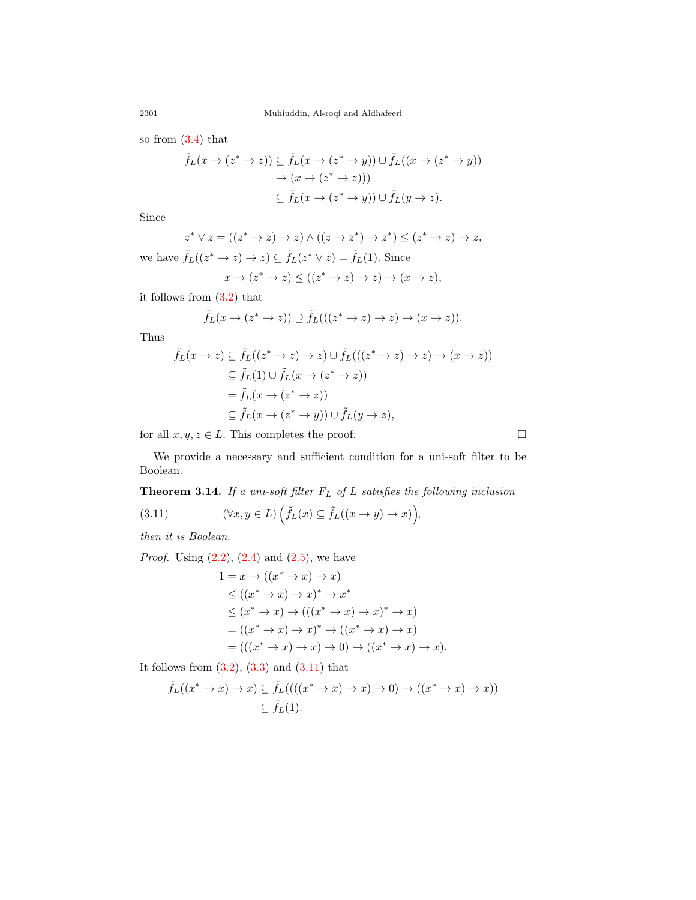so from (3.4) that

$$\begin{aligned}
\tilde{f}_L(x \to (z^* \to z)) &\subseteq \tilde{f}_L(x \to (z^* \to y)) \cup \tilde{f}_L((x \to (z^* \to y)) \\
&\quad \to (x \to (z^* \to z))) \\
&\subseteq \tilde{f}_L(x \to (z^* \to y)) \cup \tilde{f}_L(y \to z).
\end{aligned}$$

Since

$$z^* \vee z = ((z^* \to z) \to z) \wedge ((z \to z^*) \to z^*) \leq (z^* \to z) \to z,$$

we have $\tilde{f}_L((z^* \to z) \to z) \subseteq \tilde{f}_L(z^* \vee z) = \tilde{f}_L(1)$. Since

$$x \to (z^* \to z) \leq ((z^* \to z) \to z) \to (x \to z),$$

it follows from (3.2) that

$$\tilde{f}_L(x \to (z^* \to z)) \supseteq \tilde{f}_L(((z^* \to z) \to z) \to (x \to z)).$$

Thus

$$\begin{aligned}
\tilde{f}_L(x \to z) &\subseteq \tilde{f}_L((z^* \to z) \to z) \cup \tilde{f}_L(((z^* \to z) \to z) \to (x \to z)) \\
&\subseteq \tilde{f}_L(1) \cup \tilde{f}_L(x \to (z^* \to z)) \\
&= \tilde{f}_L(x \to (z^* \to z)) \\
&\subseteq \tilde{f}_L(x \to (z^* \to y)) \cup \tilde{f}_L(y \to z),
\end{aligned}$$

for all $x, y, z \in L$. This completes the proof. □

We provide a necessary and sufficient condition for a uni-soft filter to be Boolean.

**Theorem 3.14.** *If a uni-soft filter $F_L$ of $L$ satisfies the following inclusion*

$$(\forall x, y \in L)\left(\tilde{f}_L(x) \subseteq \tilde{f}_L((x \to y) \to x)\right), \tag{3.11}$$

*then it is Boolean.*

*Proof.* Using (2.2), (2.4) and (2.5), we have

$$\begin{aligned}
1 &= x \to ((x^* \to x) \to x) \\
&\leq ((x^* \to x) \to x)^* \to x^* \\
&\leq (x^* \to x) \to (((x^* \to x) \to x)^* \to x) \\
&= ((x^* \to x) \to x)^* \to ((x^* \to x) \to x) \\
&= (((x^* \to x) \to x) \to 0) \to ((x^* \to x) \to x).
\end{aligned}$$

It follows from (3.2), (3.3) and (3.11) that

$$\begin{aligned}
\tilde{f}_L((x^* \to x) \to x) &\subseteq \tilde{f}_L((((x^* \to x) \to x) \to 0) \to ((x^* \to x) \to x)) \\
&\subseteq \tilde{f}_L(1).
\end{aligned}$$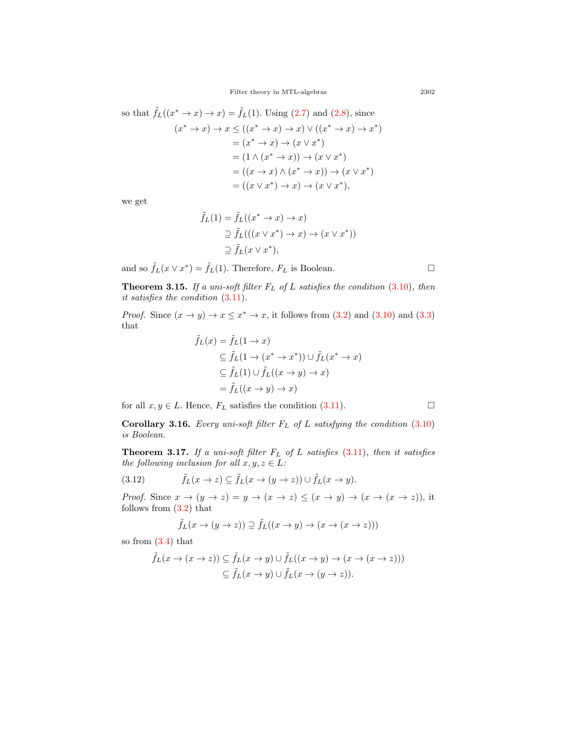so that $\tilde{f}_L((x^* \to x) \to x) = \tilde{f}_L(1)$. Using (2.7) and (2.8), since

$$\begin{aligned}
(x^* \to x) \to x &\leq ((x^* \to x) \to x) \vee ((x^* \to x) \to x^*) \\
&= (x^* \to x) \to (x \vee x^*) \\
&= (1 \wedge (x^* \to x)) \to (x \vee x^*) \\
&= ((x \to x) \wedge (x^* \to x)) \to (x \vee x^*) \\
&= ((x \vee x^*) \to x) \to (x \vee x^*),
\end{aligned}$$

we get

$$\begin{aligned}
\tilde{f}_L(1) &= \tilde{f}_L((x^* \to x) \to x) \\
&\supseteq \tilde{f}_L(((x \vee x^*) \to x) \to (x \vee x^*)) \\
&\supseteq \tilde{f}_L(x \vee x^*),
\end{aligned}$$

and so $\tilde{f}_L(x \vee x^*) = \tilde{f}_L(1)$. Therefore, $F_L$ is Boolean. □

**Theorem 3.15.** *If a uni-soft filter $F_L$ of $L$ satisfies the condition (3.10), then it satisfies the condition (3.11).*

*Proof.* Since $(x \to y) \to x \leq x^* \to x$, it follows from (3.2) and (3.10) and (3.3) that

$$\begin{aligned}
\tilde{f}_L(x) &= \tilde{f}_L(1 \to x) \\
&\subseteq \tilde{f}_L(1 \to (x^* \to x^*)) \cup \tilde{f}_L(x^* \to x) \\
&\subseteq \tilde{f}_L(1) \cup \tilde{f}_L((x \to y) \to x) \\
&= \tilde{f}_L((x \to y) \to x)
\end{aligned}$$

for all $x, y \in L$. Hence, $F_L$ satisfies the condition (3.11). □

**Corollary 3.16.** *Every uni-soft filter $F_L$ of $L$ satisfying the condition (3.10) is Boolean.*

**Theorem 3.17.** *If a uni-soft filter $F_L$ of $L$ satisfies (3.11), then it satisfies the following inclusion for all $x, y, z \in L$:*

$$\tilde{f}_L(x \to z) \subseteq \tilde{f}_L(x \to (y \to z)) \cup \tilde{f}_L(x \to y). \tag{3.12}$$

*Proof.* Since $x \to (y \to z) = y \to (x \to z) \leq (x \to y) \to (x \to (x \to z))$, it follows from (3.2) that

$$\tilde{f}_L(x \to (y \to z)) \supseteq \tilde{f}_L((x \to y) \to (x \to (x \to z)))$$

so from (3.4) that

$$\begin{aligned}
\tilde{f}_L(x \to (x \to z)) &\subseteq \tilde{f}_L(x \to y) \cup \tilde{f}_L((x \to y) \to (x \to (x \to z))) \\
&\subseteq \tilde{f}_L(x \to y) \cup \tilde{f}_L(x \to (y \to z)).
\end{aligned}$$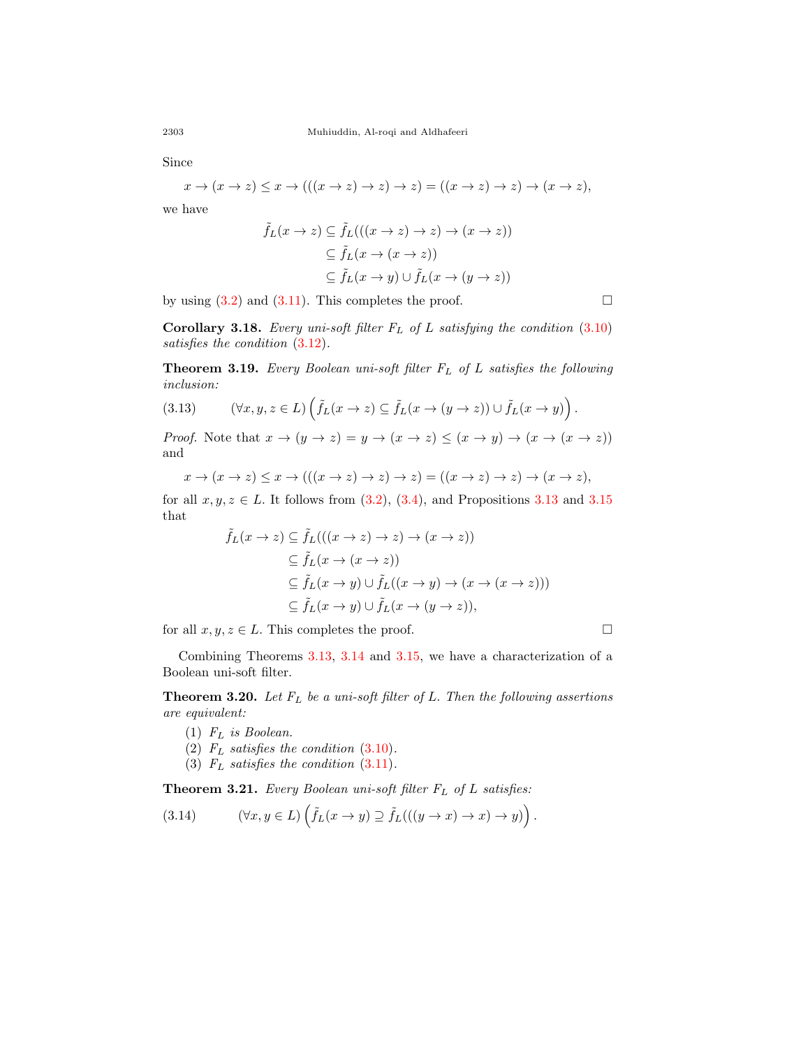Since

$$x \to (x \to z) \leq x \to (((x \to z) \to z) \to z) = ((x \to z) \to z) \to (x \to z),$$

we have

$$\begin{aligned}\tilde{f}_L(x \to z) &\subseteq \tilde{f}_L(((x \to z) \to z) \to (x \to z))\\ &\subseteq \tilde{f}_L(x \to (x \to z))\\ &\subseteq \tilde{f}_L(x \to y) \cup \tilde{f}_L(x \to (y \to z))\end{aligned}$$

by using (3.2) and (3.11). This completes the proof. □

**Corollary 3.18.** *Every uni-soft filter $F_L$ of $L$ satisfying the condition (3.10) satisfies the condition (3.12).*

**Theorem 3.19.** *Every Boolean uni-soft filter $F_L$ of $L$ satisfies the following inclusion:*

$$(\forall x, y, z \in L) \left( \tilde{f}_L(x \to z) \subseteq \tilde{f}_L(x \to (y \to z)) \cup \tilde{f}_L(x \to y) \right). \tag{3.13}$$

*Proof.* Note that $x \to (y \to z) = y \to (x \to z) \leq (x \to y) \to (x \to (x \to z))$ and

$$x \to (x \to z) \leq x \to (((x \to z) \to z) \to z) = ((x \to z) \to z) \to (x \to z),$$

for all $x, y, z \in L$. It follows from (3.2), (3.4), and Propositions 3.13 and 3.15 that

$$\begin{aligned}\tilde{f}_L(x \to z) &\subseteq \tilde{f}_L(((x \to z) \to z) \to (x \to z))\\ &\subseteq \tilde{f}_L(x \to (x \to z))\\ &\subseteq \tilde{f}_L(x \to y) \cup \tilde{f}_L((x \to y) \to (x \to (x \to z)))\\ &\subseteq \tilde{f}_L(x \to y) \cup \tilde{f}_L(x \to (y \to z)),\end{aligned}$$

for all $x, y, z \in L$. This completes the proof. □

Combining Theorems 3.13, 3.14 and 3.15, we have a characterization of a Boolean uni-soft filter.

**Theorem 3.20.** *Let $F_L$ be a uni-soft filter of $L$. Then the following assertions are equivalent:*

1. *$F_L$ is Boolean.*
2. *$F_L$ satisfies the condition (3.10).*
3. *$F_L$ satisfies the condition (3.11).*

**Theorem 3.21.** *Every Boolean uni-soft filter $F_L$ of $L$ satisfies:*

$$(\forall x, y \in L) \left( \tilde{f}_L(x \to y) \supseteq \tilde{f}_L(((y \to x) \to x) \to y) \right). \tag{3.14}$$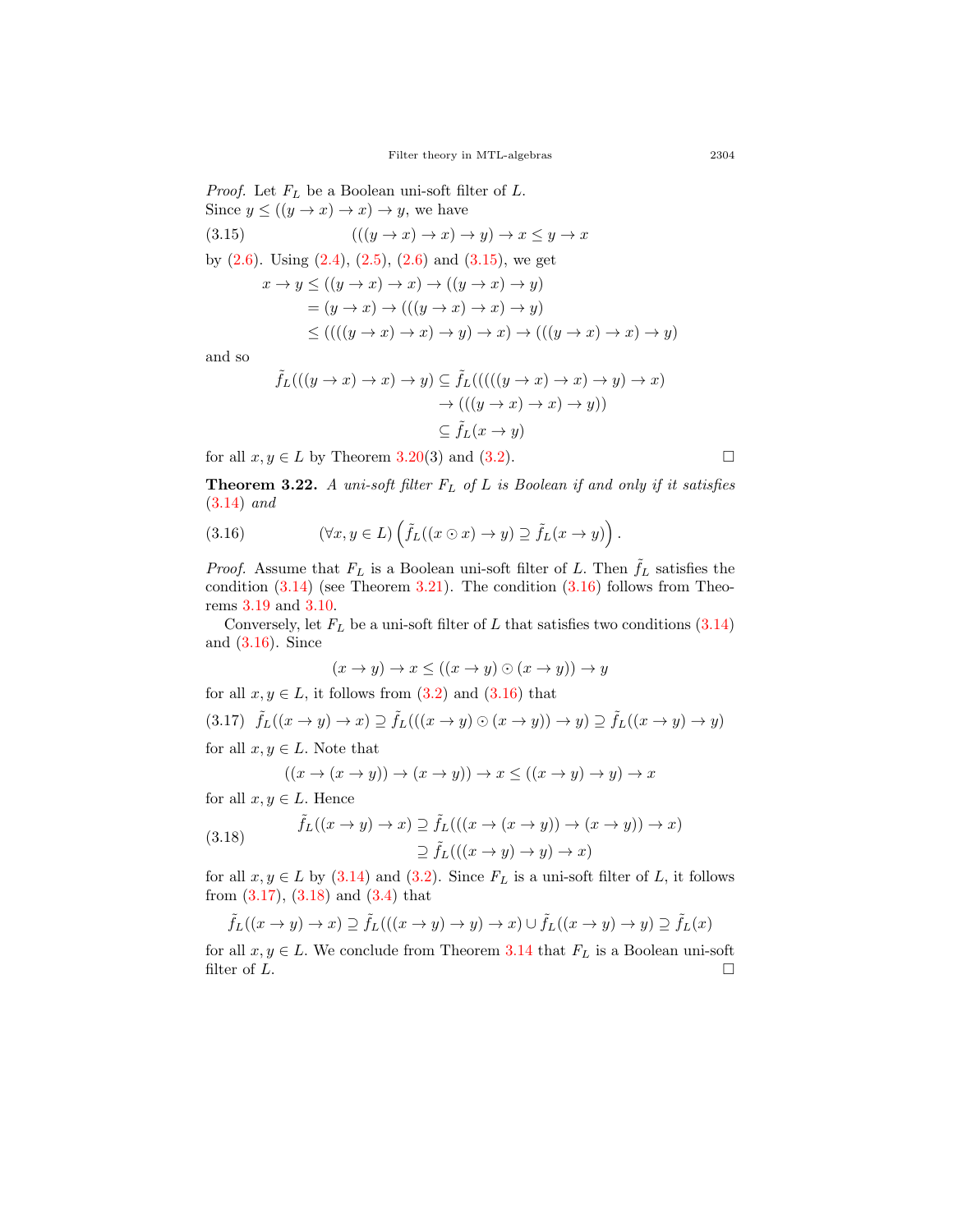*Proof.* Let $F_L$ be a Boolean uni-soft filter of $L$.
Since $y \leq ((y \to x) \to x) \to y$, we have

$$((((y \to x) \to x) \to y) \to x \leq y \to x \tag{3.15}$$

by (2.6). Using (2.4), (2.5), (2.6) and (3.15), we get

$$\begin{aligned} x \to y &\leq ((y \to x) \to x) \to ((y \to x) \to y) \\ &= (y \to x) \to (((y \to x) \to x) \to y) \\ &\leq ((((y \to x) \to x) \to y) \to x) \to (((y \to x) \to x) \to y) \end{aligned}$$

and so

$$\begin{aligned} \tilde{f}_L(((y \to x) \to x) \to y) &\subseteq \tilde{f}_L(((((y \to x) \to x) \to y) \to x) \\ &\qquad \to (((y \to x) \to x) \to y)) \\ &\subseteq \tilde{f}_L(x \to y) \end{aligned}$$

for all $x, y \in L$ by Theorem 3.20(3) and (3.2). $\square$

**Theorem 3.22.** *A uni-soft filter $F_L$ of $L$ is Boolean if and only if it satisfies (3.14) and*

$$(\forall x, y \in L) \left( \tilde{f}_L((x \odot x) \to y) \supseteq \tilde{f}_L(x \to y) \right). \tag{3.16}$$

*Proof.* Assume that $F_L$ is a Boolean uni-soft filter of $L$. Then $\tilde{f}_L$ satisfies the condition (3.14) (see Theorem 3.21). The condition (3.16) follows from Theorems 3.19 and 3.10.

Conversely, let $F_L$ be a uni-soft filter of $L$ that satisfies two conditions (3.14) and (3.16). Since

$$(x \to y) \to x \leq ((x \to y) \odot (x \to y)) \to y$$

for all $x, y \in L$, it follows from (3.2) and (3.16) that

$$\tilde{f}_L((x \to y) \to x) \supseteq \tilde{f}_L(((x \to y) \odot (x \to y)) \to y) \supseteq \tilde{f}_L((x \to y) \to y) \tag{3.17}$$

for all $x, y \in L$. Note that

$$((x \to (x \to y)) \to (x \to y)) \to x \leq ((x \to y) \to y) \to x$$

for all $x, y \in L$. Hence

$$\begin{aligned} \tilde{f}_L((x \to y) \to x) &\supseteq \tilde{f}_L(((x \to (x \to y)) \to (x \to y)) \to x) \\ &\supseteq \tilde{f}_L(((x \to y) \to y) \to x) \end{aligned} \tag{3.18}$$

for all $x, y \in L$ by (3.14) and (3.2). Since $F_L$ is a uni-soft filter of $L$, it follows from (3.17), (3.18) and (3.4) that

$$\tilde{f}_L((x \to y) \to x) \supseteq \tilde{f}_L(((x \to y) \to y) \to x) \cup \tilde{f}_L((x \to y) \to y) \supseteq \tilde{f}_L(x)$$

for all $x, y \in L$. We conclude from Theorem 3.14 that $F_L$ is a Boolean uni-soft filter of $L$. $\square$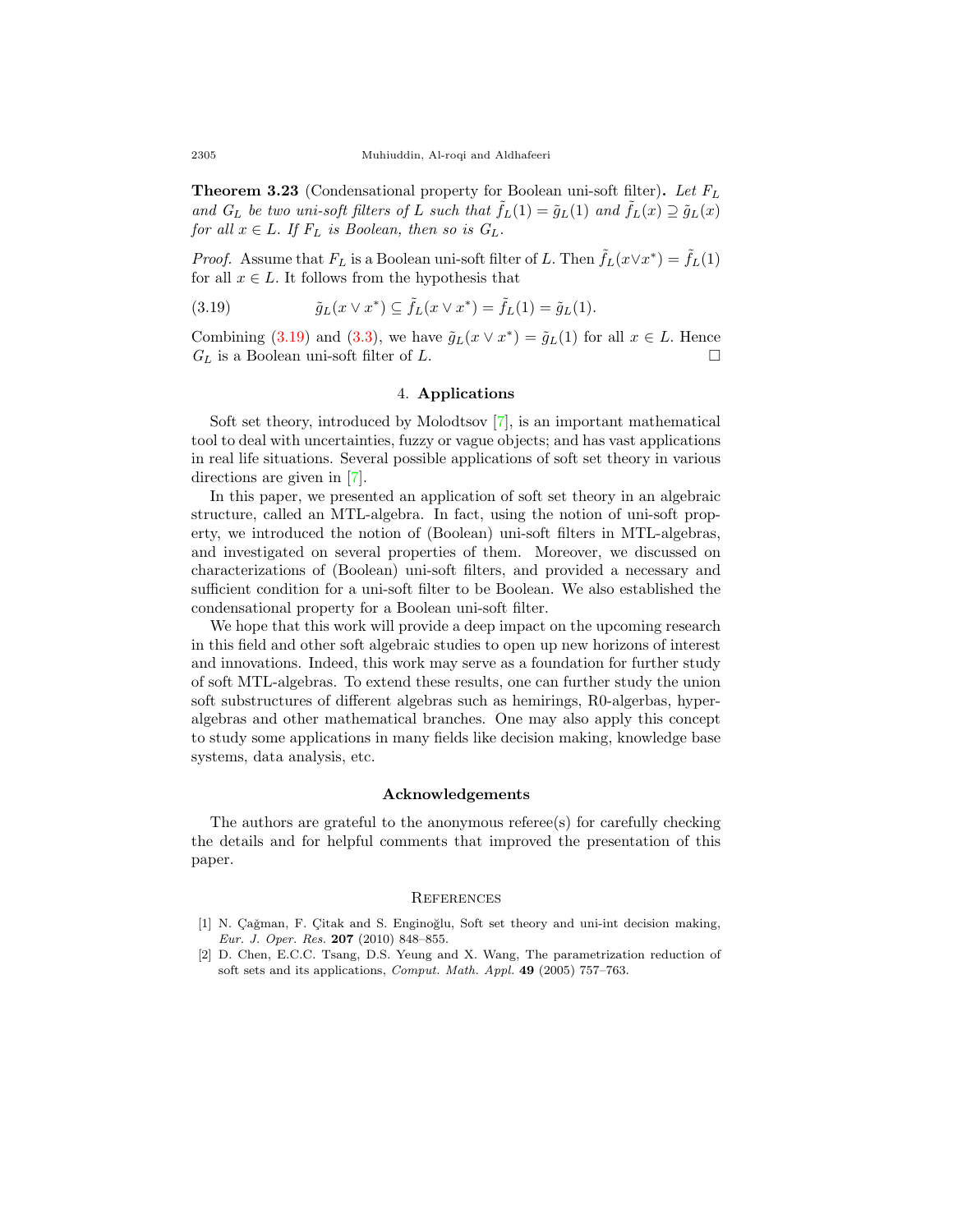**Theorem 3.23** (Condensational property for Boolean uni-soft filter)**.** *Let $F_L$ and $G_L$ be two uni-soft filters of $L$ such that $\tilde{f}_L(1) = \tilde{g}_L(1)$ and $\tilde{f}_L(x) \supseteq \tilde{g}_L(x)$ for all $x \in L$. If $F_L$ is Boolean, then so is $G_L$.*

*Proof.* Assume that $F_L$ is a Boolean uni-soft filter of $L$. Then $\tilde{f}_L(x \vee x^*) = \tilde{f}_L(1)$ for all $x \in L$. It follows from the hypothesis that

$$\tilde{g}_L(x \vee x^*) \subseteq \tilde{f}_L(x \vee x^*) = \tilde{f}_L(1) = \tilde{g}_L(1). \tag{3.19}$$

Combining (3.19) and (3.3), we have $\tilde{g}_L(x \vee x^*) = \tilde{g}_L(1)$ for all $x \in L$. Hence $G_L$ is a Boolean uni-soft filter of $L$. □

## 4. Applications

Soft set theory, introduced by Molodtsov [7], is an important mathematical tool to deal with uncertainties, fuzzy or vague objects; and has vast applications in real life situations. Several possible applications of soft set theory in various directions are given in [7].

In this paper, we presented an application of soft set theory in an algebraic structure, called an MTL-algebra. In fact, using the notion of uni-soft property, we introduced the notion of (Boolean) uni-soft filters in MTL-algebras, and investigated on several properties of them. Moreover, we discussed on characterizations of (Boolean) uni-soft filters, and provided a necessary and sufficient condition for a uni-soft filter to be Boolean. We also established the condensational property for a Boolean uni-soft filter.

We hope that this work will provide a deep impact on the upcoming research in this field and other soft algebraic studies to open up new horizons of interest and innovations. Indeed, this work may serve as a foundation for further study of soft MTL-algebras. To extend these results, one can further study the union soft substructures of different algebras such as hemirings, R0-algerbas, hyperalgebras and other mathematical branches. One may also apply this concept to study some applications in many fields like decision making, knowledge base systems, data analysis, etc.

## Acknowledgements

The authors are grateful to the anonymous referee(s) for carefully checking the details and for helpful comments that improved the presentation of this paper.

## References

[1] N. Çağman, F. Çitak and S. Enginoğlu, Soft set theory and uni-int decision making, *Eur. J. Oper. Res.* **207** (2010) 848–855.

[2] D. Chen, E.C.C. Tsang, D.S. Yeung and X. Wang, The parametrization reduction of soft sets and its applications, *Comput. Math. Appl.* **49** (2005) 757–763.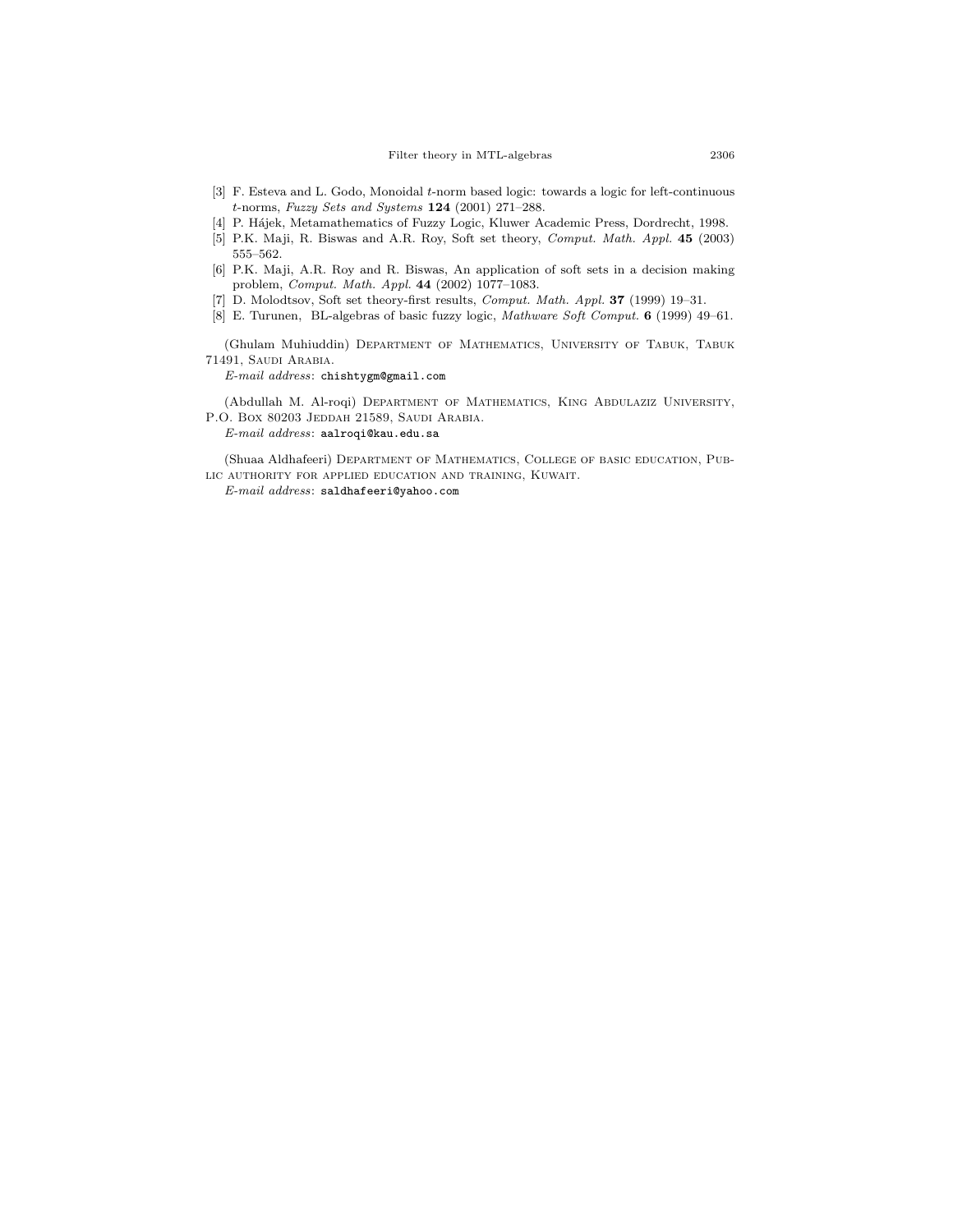[3] F. Esteva and L. Godo, Monoidal $t$-norm based logic: towards a logic for left-continuous $t$-norms, *Fuzzy Sets and Systems* **124** (2001) 271–288.

[4] P. Hájek, Metamathematics of Fuzzy Logic, Kluwer Academic Press, Dordrecht, 1998.

[5] P.K. Maji, R. Biswas and A.R. Roy, Soft set theory, *Comput. Math. Appl.* **45** (2003) 555–562.

[6] P.K. Maji, A.R. Roy and R. Biswas, An application of soft sets in a decision making problem, *Comput. Math. Appl.* **44** (2002) 1077–1083.

[7] D. Molodtsov, Soft set theory-first results, *Comput. Math. Appl.* **37** (1999) 19–31.

[8] E. Turunen, BL-algebras of basic fuzzy logic, *Mathware Soft Comput.* **6** (1999) 49–61.

(Ghulam Muhiuddin) Department of Mathematics, University of Tabuk, Tabuk 71491, Saudi Arabia.

*E-mail address*: chishtygm@gmail.com

(Abdullah M. Al-roqi) Department of Mathematics, King Abdulaziz University, P.O. Box 80203 Jeddah 21589, Saudi Arabia.

*E-mail address*: aalroqi@kau.edu.sa

(Shuaa Aldhafeeri) Department of Mathematics, College of basic education, Public authority for applied education and training, Kuwait.

*E-mail address*: saldhafeeri@yahoo.com